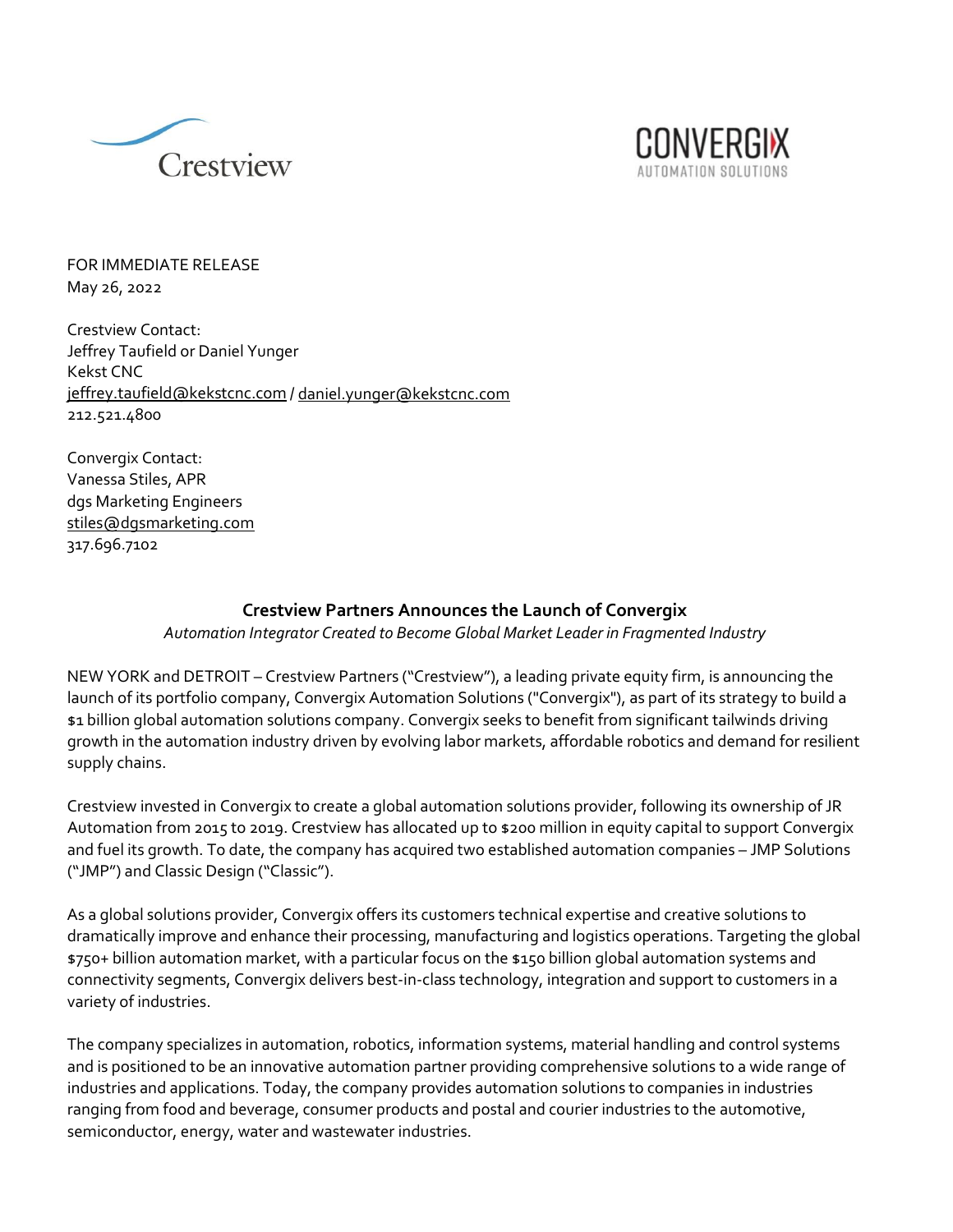Crestview

CONVERGIX
AUTOMATION SOLUTIONS

FOR IMMEDIATE RELEASE
May 26, 2022

Crestview Contact:
Jeffrey Taufield or Daniel Yunger
Kekst CNC
jeffrey.taufield@kekstcnc.com / daniel.yunger@kekstcnc.com
212.521.4800

Convergix Contact:
Vanessa Stiles, APR
dgs Marketing Engineers
stiles@dgsmarketing.com
317.696.7102

## Crestview Partners Announces the Launch of Convergix

*Automation Integrator Created to Become Global Market Leader in Fragmented Industry*

NEW YORK and DETROIT – Crestview Partners ("Crestview"), a leading private equity firm, is announcing the launch of its portfolio company, Convergix Automation Solutions ("Convergix"), as part of its strategy to build a $1 billion global automation solutions company. Convergix seeks to benefit from significant tailwinds driving growth in the automation industry driven by evolving labor markets, affordable robotics and demand for resilient supply chains.

Crestview invested in Convergix to create a global automation solutions provider, following its ownership of JR Automation from 2015 to 2019. Crestview has allocated up to $200 million in equity capital to support Convergix and fuel its growth. To date, the company has acquired two established automation companies – JMP Solutions ("JMP") and Classic Design ("Classic").

As a global solutions provider, Convergix offers its customers technical expertise and creative solutions to dramatically improve and enhance their processing, manufacturing and logistics operations. Targeting the global $750+ billion automation market, with a particular focus on the $150 billion global automation systems and connectivity segments, Convergix delivers best-in-class technology, integration and support to customers in a variety of industries.

The company specializes in automation, robotics, information systems, material handling and control systems and is positioned to be an innovative automation partner providing comprehensive solutions to a wide range of industries and applications. Today, the company provides automation solutions to companies in industries ranging from food and beverage, consumer products and postal and courier industries to the automotive, semiconductor, energy, water and wastewater industries.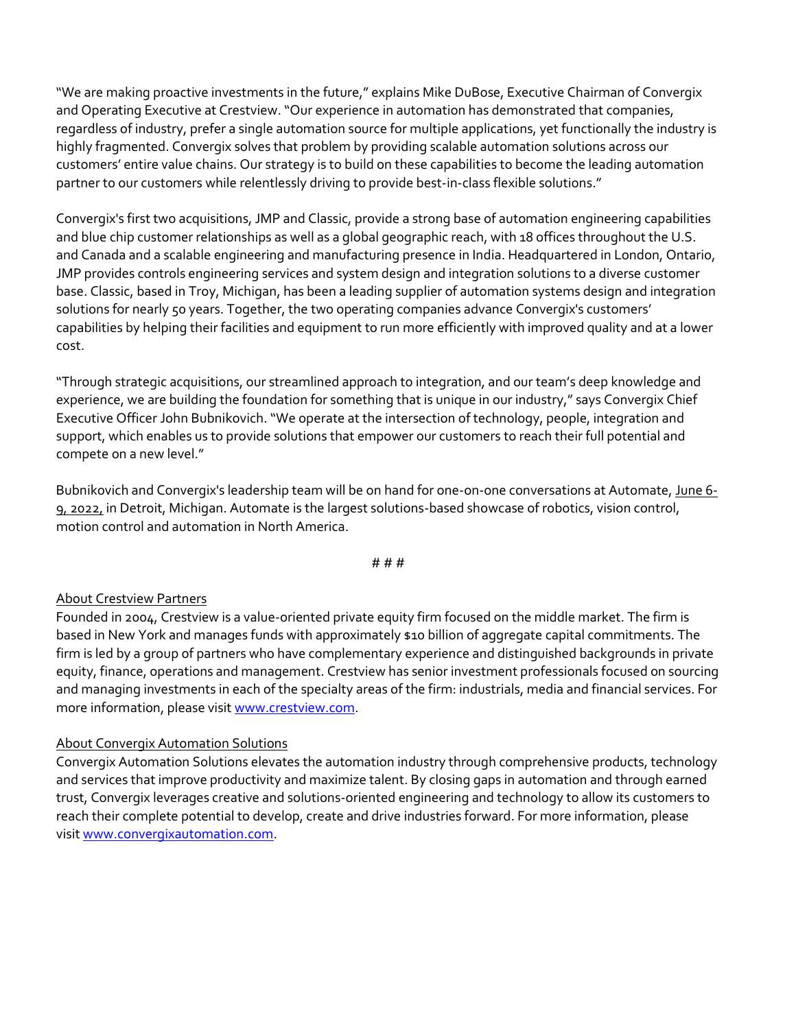"We are making proactive investments in the future," explains Mike DuBose, Executive Chairman of Convergix and Operating Executive at Crestview. "Our experience in automation has demonstrated that companies, regardless of industry, prefer a single automation source for multiple applications, yet functionally the industry is highly fragmented. Convergix solves that problem by providing scalable automation solutions across our customers' entire value chains. Our strategy is to build on these capabilities to become the leading automation partner to our customers while relentlessly driving to provide best-in-class flexible solutions."

Convergix's first two acquisitions, JMP and Classic, provide a strong base of automation engineering capabilities and blue chip customer relationships as well as a global geographic reach, with 18 offices throughout the U.S. and Canada and a scalable engineering and manufacturing presence in India. Headquartered in London, Ontario, JMP provides controls engineering services and system design and integration solutions to a diverse customer base. Classic, based in Troy, Michigan, has been a leading supplier of automation systems design and integration solutions for nearly 50 years. Together, the two operating companies advance Convergix's customers' capabilities by helping their facilities and equipment to run more efficiently with improved quality and at a lower cost.

"Through strategic acquisitions, our streamlined approach to integration, and our team's deep knowledge and experience, we are building the foundation for something that is unique in our industry," says Convergix Chief Executive Officer John Bubnikovich. "We operate at the intersection of technology, people, integration and support, which enables us to provide solutions that empower our customers to reach their full potential and compete on a new level."

Bubnikovich and Convergix's leadership team will be on hand for one-on-one conversations at Automate, June 6-9, 2022, in Detroit, Michigan. Automate is the largest solutions-based showcase of robotics, vision control, motion control and automation in North America.

# # #

About Crestview Partners

Founded in 2004, Crestview is a value-oriented private equity firm focused on the middle market. The firm is based in New York and manages funds with approximately $10 billion of aggregate capital commitments. The firm is led by a group of partners who have complementary experience and distinguished backgrounds in private equity, finance, operations and management. Crestview has senior investment professionals focused on sourcing and managing investments in each of the specialty areas of the firm: industrials, media and financial services. For more information, please visit www.crestview.com.

About Convergix Automation Solutions

Convergix Automation Solutions elevates the automation industry through comprehensive products, technology and services that improve productivity and maximize talent. By closing gaps in automation and through earned trust, Convergix leverages creative and solutions-oriented engineering and technology to allow its customers to reach their complete potential to develop, create and drive industries forward. For more information, please visit www.convergixautomation.com.